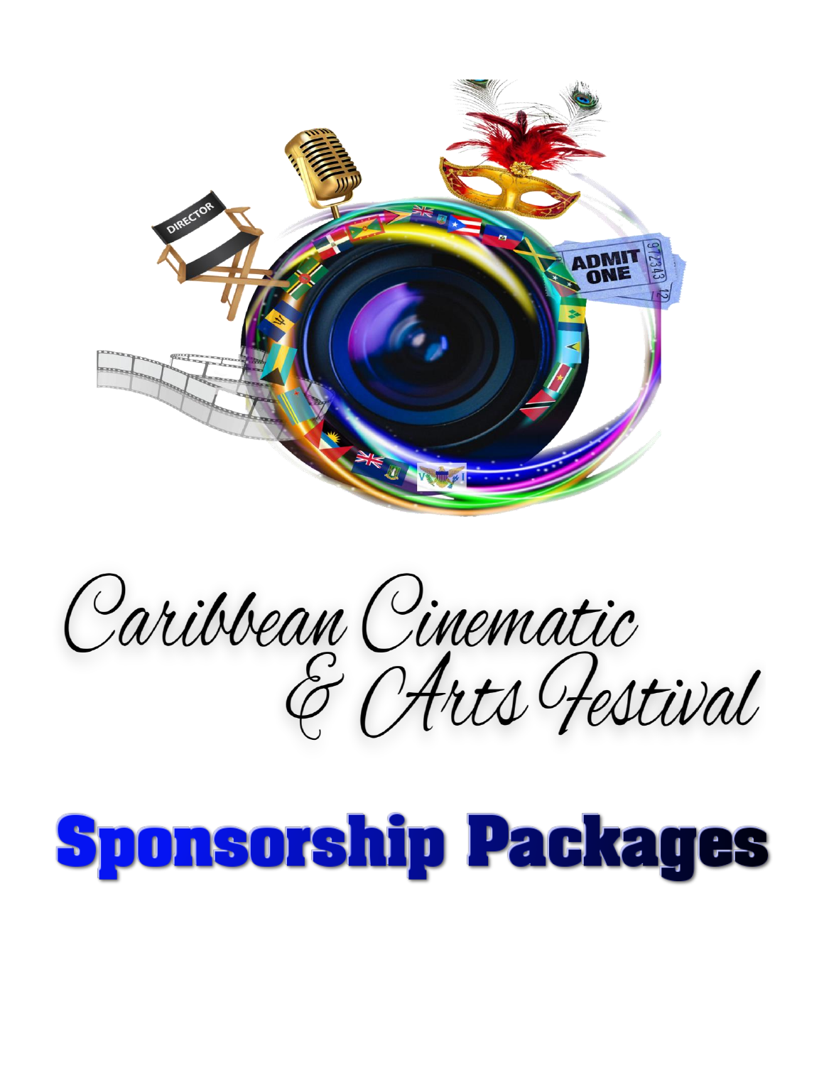# Caribbean Cinematic & Arts Festival

# Sponsorship Packages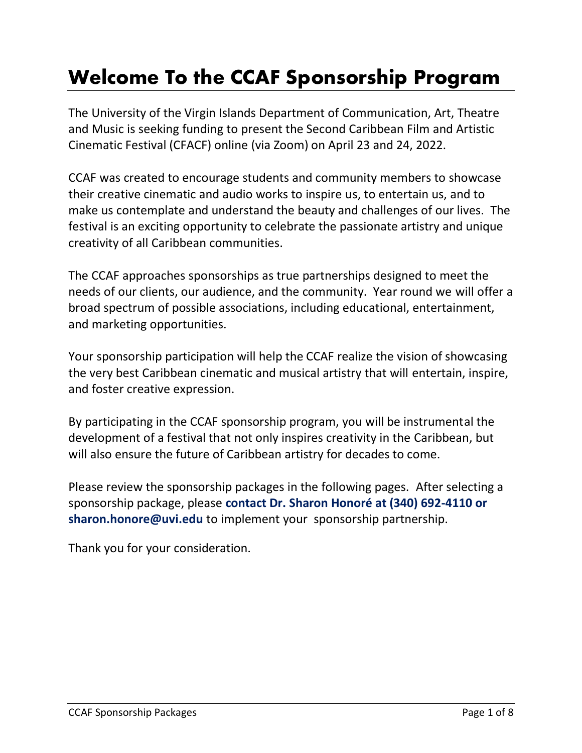# Welcome To the CCAF Sponsorship Program

The University of the Virgin Islands Department of Communication, Art, Theatre and Music is seeking funding to present the Second Caribbean Film and Artistic Cinematic Festival (CFACF) online (via Zoom) on April 23 and 24, 2022.

CCAF was created to encourage students and community members to showcase their creative cinematic and audio works to inspire us, to entertain us, and to make us contemplate and understand the beauty and challenges of our lives. The festival is an exciting opportunity to celebrate the passionate artistry and unique creativity of all Caribbean communities.

The CCAF approaches sponsorships as true partnerships designed to meet the needs of our clients, our audience, and the community. Year round we will offer a broad spectrum of possible associations, including educational, entertainment, and marketing opportunities.

Your sponsorship participation will help the CCAF realize the vision of showcasing the very best Caribbean cinematic and musical artistry that will entertain, inspire, and foster creative expression.

By participating in the CCAF sponsorship program, you will be instrumental the development of a festival that not only inspires creativity in the Caribbean, but will also ensure the future of Caribbean artistry for decades to come.

Please review the sponsorship packages in the following pages. After selecting a sponsorship package, please **contact Dr. Sharon Honoré at (340) 692-4110 or sharon.honore@uvi.edu** to implement your sponsorship partnership.

Thank you for your consideration.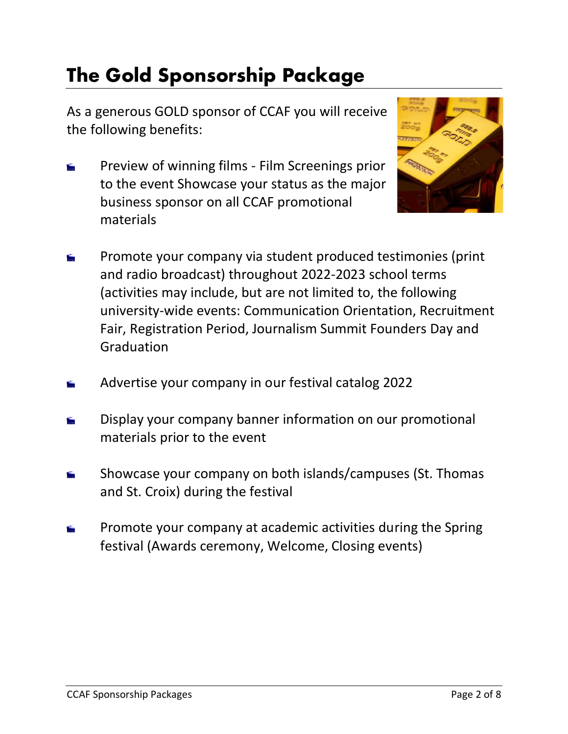# The Gold Sponsorship Package

As a generous GOLD sponsor of CCAF you will receive the following benefits:

- Preview of winning films - Film Screenings prior to the event Showcase your status as the major business sponsor on all CCAF promotional materials

- Promote your company via student produced testimonies (print and radio broadcast) throughout 2022-2023 school terms (activities may include, but are not limited to, the following university-wide events: Communication Orientation, Recruitment Fair, Registration Period, Journalism Summit Founders Day and Graduation

- Advertise your company in our festival catalog 2022

- Display your company banner information on our promotional materials prior to the event

- Showcase your company on both islands/campuses (St. Thomas and St. Croix) during the festival

- Promote your company at academic activities during the Spring festival (Awards ceremony, Welcome, Closing events)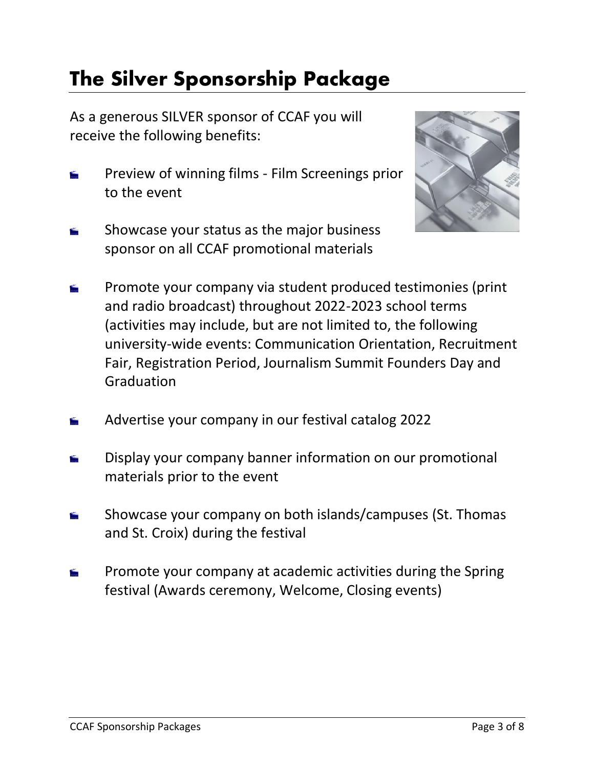# The Silver Sponsorship Package

As a generous SILVER sponsor of CCAF you will receive the following benefits:

- Preview of winning films - Film Screenings prior to the event
- Showcase your status as the major business sponsor on all CCAF promotional materials
- Promote your company via student produced testimonies (print and radio broadcast) throughout 2022-2023 school terms (activities may include, but are not limited to, the following university-wide events: Communication Orientation, Recruitment Fair, Registration Period, Journalism Summit Founders Day and Graduation
- Advertise your company in our festival catalog 2022
- Display your company banner information on our promotional materials prior to the event
- Showcase your company on both islands/campuses (St. Thomas and St. Croix) during the festival
- Promote your company at academic activities during the Spring festival (Awards ceremony, Welcome, Closing events)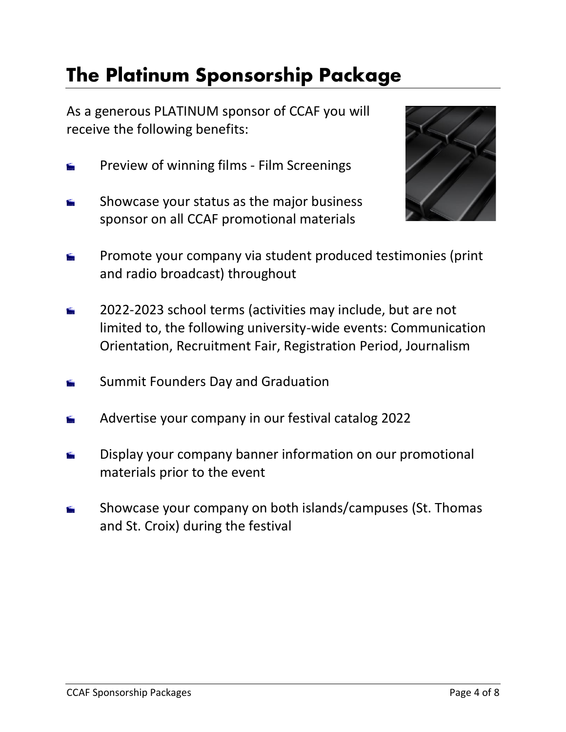# The Platinum Sponsorship Package

As a generous PLATINUM sponsor of CCAF you will receive the following benefits:

- Preview of winning films - Film Screenings
- Showcase your status as the major business sponsor on all CCAF promotional materials
- Promote your company via student produced testimonies (print and radio broadcast) throughout
- 2022-2023 school terms (activities may include, but are not limited to, the following university-wide events: Communication Orientation, Recruitment Fair, Registration Period, Journalism
- Summit Founders Day and Graduation
- Advertise your company in our festival catalog 2022
- Display your company banner information on our promotional materials prior to the event
- Showcase your company on both islands/campuses (St. Thomas and St. Croix) during the festival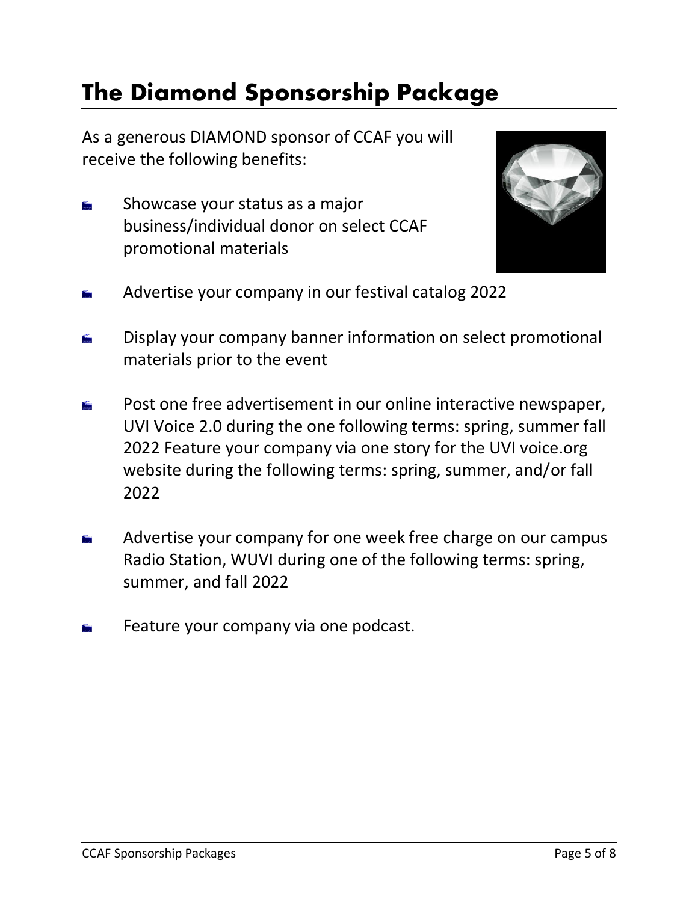# The Diamond Sponsorship Package

As a generous DIAMOND sponsor of CCAF you will receive the following benefits:

- Showcase your status as a major business/individual donor on select CCAF promotional materials

- Advertise your company in our festival catalog 2022

- Display your company banner information on select promotional materials prior to the event

- Post one free advertisement in our online interactive newspaper, UVI Voice 2.0 during the one following terms: spring, summer fall 2022 Feature your company via one story for the UVI voice.org website during the following terms: spring, summer, and/or fall 2022

- Advertise your company for one week free charge on our campus Radio Station, WUVI during one of the following terms: spring, summer, and fall 2022

- Feature your company via one podcast.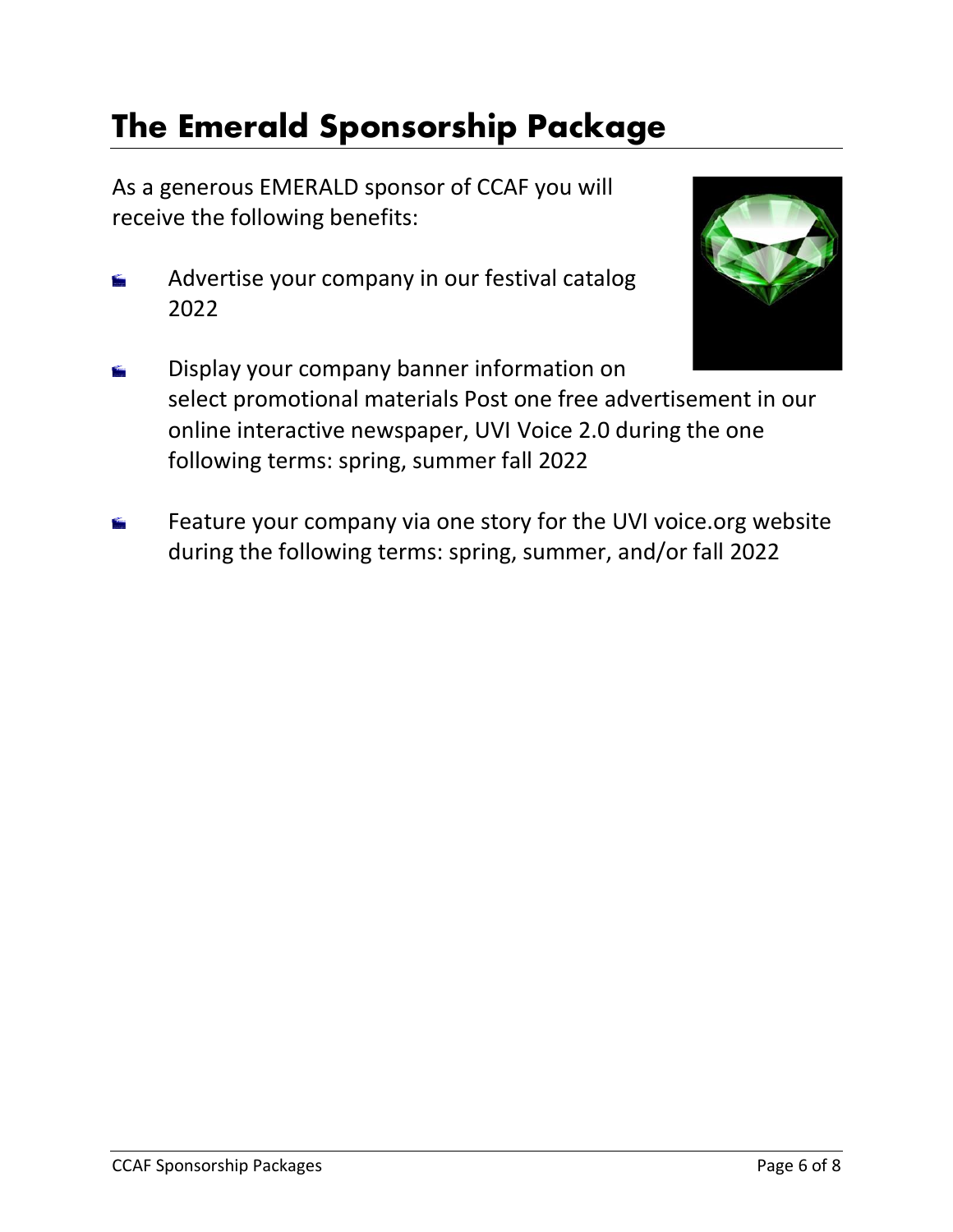# The Emerald Sponsorship Package

As a generous EMERALD sponsor of CCAF you will receive the following benefits:

- Advertise your company in our festival catalog 2022
- Display your company banner information on select promotional materials Post one free advertisement in our online interactive newspaper, UVI Voice 2.0 during the one following terms: spring, summer fall 2022
- Feature your company via one story for the UVI voice.org website during the following terms: spring, summer, and/or fall 2022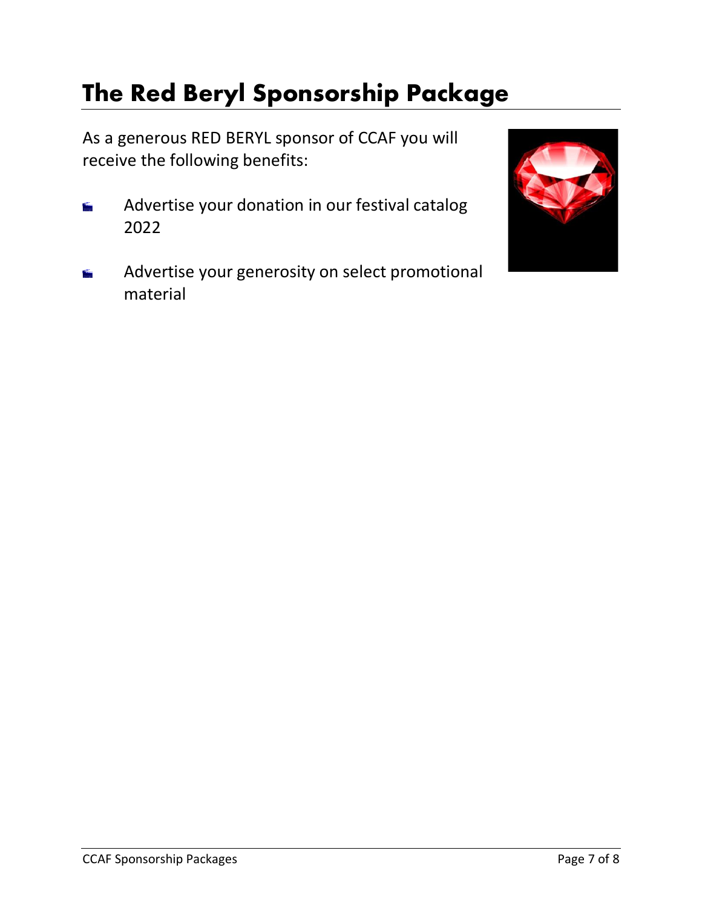# The Red Beryl Sponsorship Package

As a generous RED BERYL sponsor of CCAF you will receive the following benefits:

- Advertise your donation in our festival catalog 2022
- Advertise your generosity on select promotional material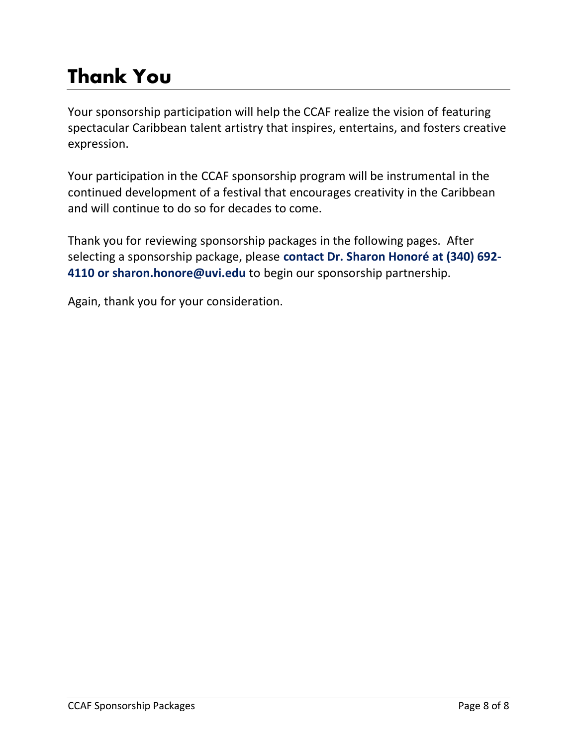# Thank You

Your sponsorship participation will help the CCAF realize the vision of featuring spectacular Caribbean talent artistry that inspires, entertains, and fosters creative expression.

Your participation in the CCAF sponsorship program will be instrumental in the continued development of a festival that encourages creativity in the Caribbean and will continue to do so for decades to come.

Thank you for reviewing sponsorship packages in the following pages. After selecting a sponsorship package, please **contact Dr. Sharon Honoré at (340) 692-4110 or sharon.honore@uvi.edu** to begin our sponsorship partnership.

Again, thank you for your consideration.